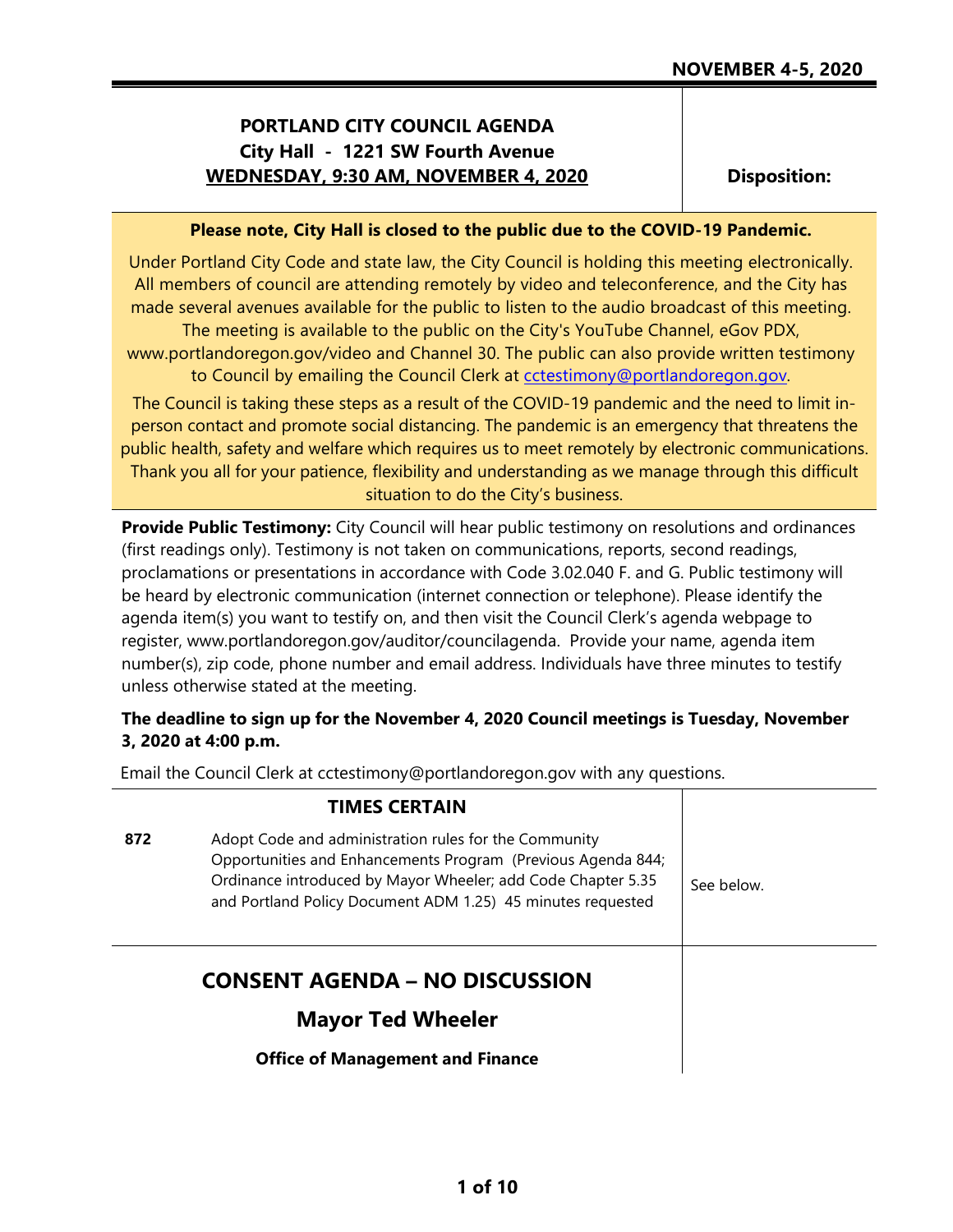**NOVEMBER 4-5, 2020**

# PORTLAND CITY COUNCIL AGENDA
## City Hall - 1221 SW Fourth Avenue
## WEDNESDAY, 9:30 AM, NOVEMBER 4, 2020

**Disposition:**

**Please note, City Hall is closed to the public due to the COVID-19 Pandemic.**

Under Portland City Code and state law, the City Council is holding this meeting electronically. All members of council are attending remotely by video and teleconference, and the City has made several avenues available for the public to listen to the audio broadcast of this meeting. The meeting is available to the public on the City's YouTube Channel, eGov PDX, www.portlandoregon.gov/video and Channel 30. The public can also provide written testimony to Council by emailing the Council Clerk at cctestimony@portlandoregon.gov.

The Council is taking these steps as a result of the COVID-19 pandemic and the need to limit in-person contact and promote social distancing. The pandemic is an emergency that threatens the public health, safety and welfare which requires us to meet remotely by electronic communications. Thank you all for your patience, flexibility and understanding as we manage through this difficult situation to do the City's business.

**Provide Public Testimony:** City Council will hear public testimony on resolutions and ordinances (first readings only). Testimony is not taken on communications, reports, second readings, proclamations or presentations in accordance with Code 3.02.040 F. and G. Public testimony will be heard by electronic communication (internet connection or telephone). Please identify the agenda item(s) you want to testify on, and then visit the Council Clerk's agenda webpage to register, www.portlandoregon.gov/auditor/councilagenda. Provide your name, agenda item number(s), zip code, phone number and email address. Individuals have three minutes to testify unless otherwise stated at the meeting.

**The deadline to sign up for the November 4, 2020 Council meetings is Tuesday, November 3, 2020 at 4:00 p.m.**

Email the Council Clerk at cctestimony@portlandoregon.gov with any questions.

## TIMES CERTAIN

| | | |
|---|---|---|
| **872** | Adopt Code and administration rules for the Community Opportunities and Enhancements Program (Previous Agenda 844; Ordinance introduced by Mayor Wheeler; add Code Chapter 5.35 and Portland Policy Document ADM 1.25) 45 minutes requested | See below. |

## CONSENT AGENDA – NO DISCUSSION

### Mayor Ted Wheeler

**Office of Management and Finance**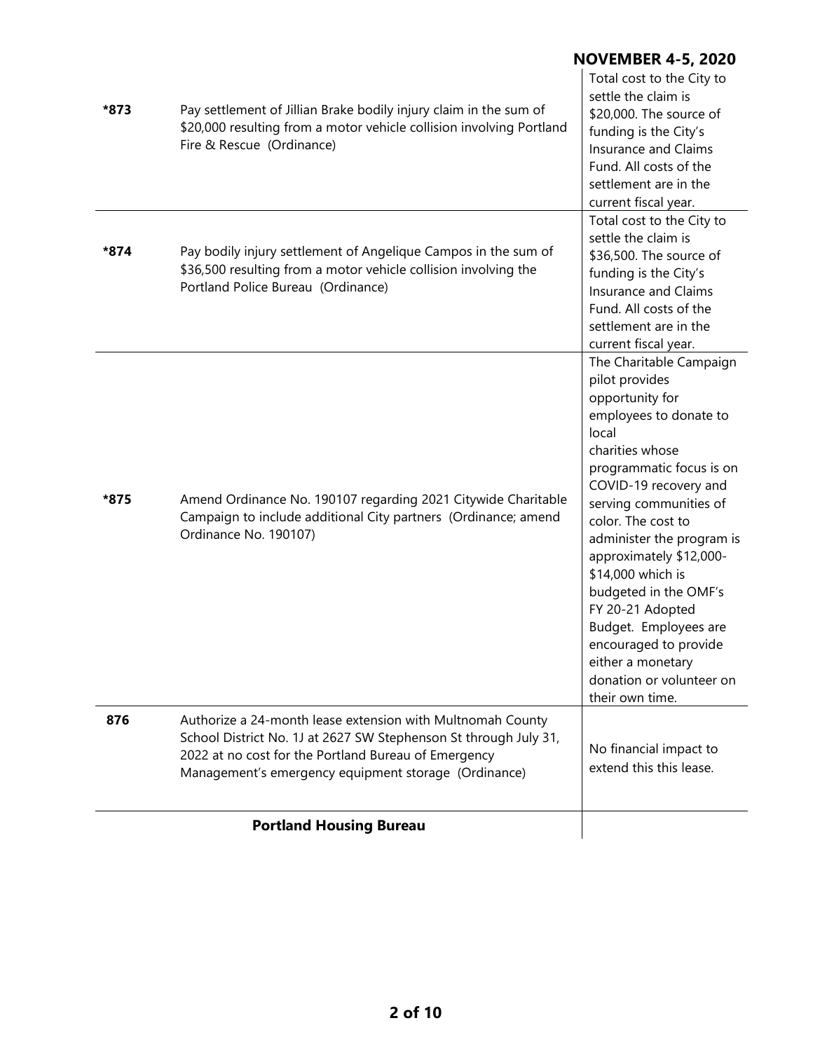| | | |
|---|---|---|
| *873 | Pay settlement of Jillian Brake bodily injury claim in the sum of $20,000 resulting from a motor vehicle collision involving Portland Fire & Rescue (Ordinance) | Total cost to the City to settle the claim is $20,000. The source of funding is the City's Insurance and Claims Fund. All costs of the settlement are in the current fiscal year. |
| *874 | Pay bodily injury settlement of Angelique Campos in the sum of $36,500 resulting from a motor vehicle collision involving the Portland Police Bureau (Ordinance) | Total cost to the City to settle the claim is $36,500. The source of funding is the City's Insurance and Claims Fund. All costs of the settlement are in the current fiscal year. |
| *875 | Amend Ordinance No. 190107 regarding 2021 Citywide Charitable Campaign to include additional City partners (Ordinance; amend Ordinance No. 190107) | The Charitable Campaign pilot provides opportunity for employees to donate to local charities whose programmatic focus is on COVID-19 recovery and serving communities of color. The cost to administer the program is approximately $12,000-$14,000 which is budgeted in the OMF's FY 20-21 Adopted Budget. Employees are encouraged to provide either a monetary donation or volunteer on their own time. |
| 876 | Authorize a 24-month lease extension with Multnomah County School District No. 1J at 2627 SW Stephenson St through July 31, 2022 at no cost for the Portland Bureau of Emergency Management's emergency equipment storage (Ordinance) | No financial impact to extend this this lease. |
| | **Portland Housing Bureau** | |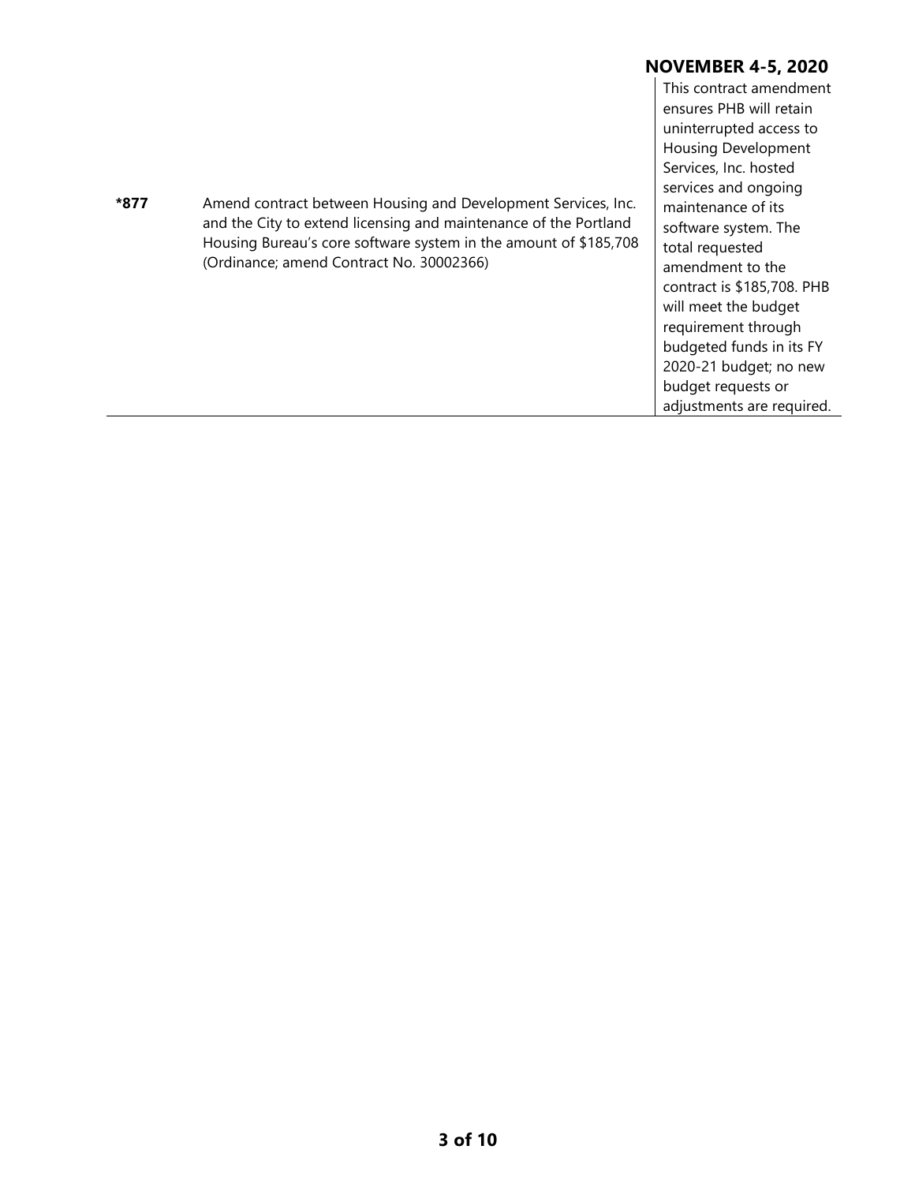| | | |
|---|---|---|
| **\*877** | Amend contract between Housing and Development Services, Inc. and the City to extend licensing and maintenance of the Portland Housing Bureau's core software system in the amount of $185,708 (Ordinance; amend Contract No. 30002366) | This contract amendment ensures PHB will retain uninterrupted access to Housing Development Services, Inc. hosted services and ongoing maintenance of its software system. The total requested amendment to the contract is $185,708. PHB will meet the budget requirement through budgeted funds in its FY 2020-21 budget; no new budget requests or adjustments are required. |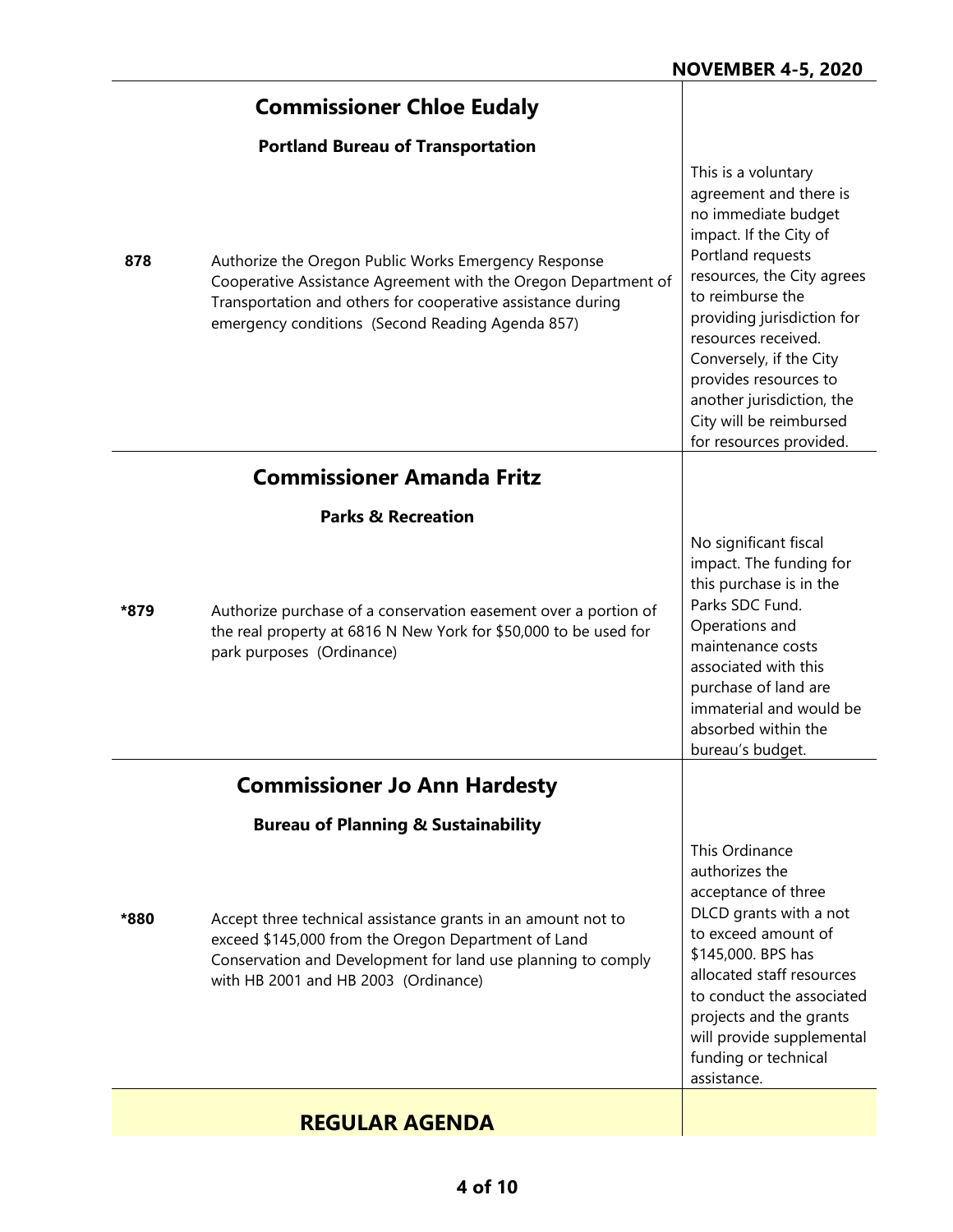## Commissioner Chloe Eudaly

### Portland Bureau of Transportation

| | | |
|---|---|---|
| 878 | Authorize the Oregon Public Works Emergency Response Cooperative Assistance Agreement with the Oregon Department of Transportation and others for cooperative assistance during emergency conditions (Second Reading Agenda 857) | This is a voluntary agreement and there is no immediate budget impact. If the City of Portland requests resources, the City agrees to reimburse the providing jurisdiction for resources received. Conversely, if the City provides resources to another jurisdiction, the City will be reimbursed for resources provided. |

## Commissioner Amanda Fritz

### Parks & Recreation

| | | |
|---|---|---|
| *879 | Authorize purchase of a conservation easement over a portion of the real property at 6816 N New York for $50,000 to be used for park purposes (Ordinance) | No significant fiscal impact. The funding for this purchase is in the Parks SDC Fund. Operations and maintenance costs associated with this purchase of land are immaterial and would be absorbed within the bureau's budget. |

## Commissioner Jo Ann Hardesty

### Bureau of Planning & Sustainability

| | | |
|---|---|---|
| *880 | Accept three technical assistance grants in an amount not to exceed $145,000 from the Oregon Department of Land Conservation and Development for land use planning to comply with HB 2001 and HB 2003 (Ordinance) | This Ordinance authorizes the acceptance of three DLCD grants with a not to exceed amount of $145,000. BPS has allocated staff resources to conduct the associated projects and the grants will provide supplemental funding or technical assistance. |

## REGULAR AGENDA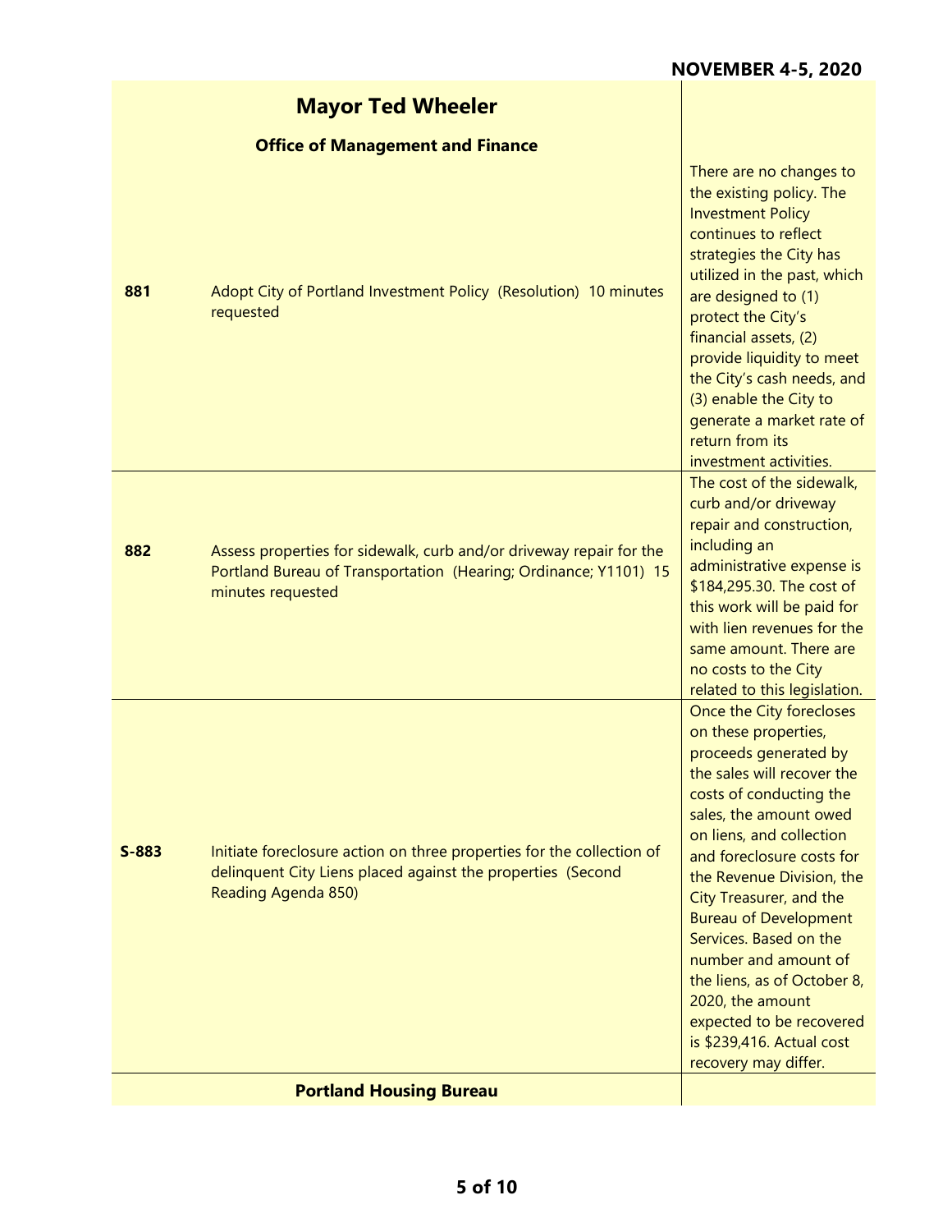## Mayor Ted Wheeler

### Office of Management and Finance

| | | |
|---|---|---|
| **881** | Adopt City of Portland Investment Policy (Resolution) 10 minutes requested | There are no changes to the existing policy. The Investment Policy continues to reflect strategies the City has utilized in the past, which are designed to (1) protect the City's financial assets, (2) provide liquidity to meet the City's cash needs, and (3) enable the City to generate a market rate of return from its investment activities. |
| **882** | Assess properties for sidewalk, curb and/or driveway repair for the Portland Bureau of Transportation (Hearing; Ordinance; Y1101) 15 minutes requested | The cost of the sidewalk, curb and/or driveway repair and construction, including an administrative expense is $184,295.30. The cost of this work will be paid for with lien revenues for the same amount. There are no costs to the City related to this legislation. |
| **S-883** | Initiate foreclosure action on three properties for the collection of delinquent City Liens placed against the properties (Second Reading Agenda 850) | Once the City forecloses on these properties, proceeds generated by the sales will recover the costs of conducting the sales, the amount owed on liens, and collection and foreclosure costs for the Revenue Division, the City Treasurer, and the Bureau of Development Services. Based on the number and amount of the liens, as of October 8, 2020, the amount expected to be recovered is $239,416. Actual cost recovery may differ. |

### Portland Housing Bureau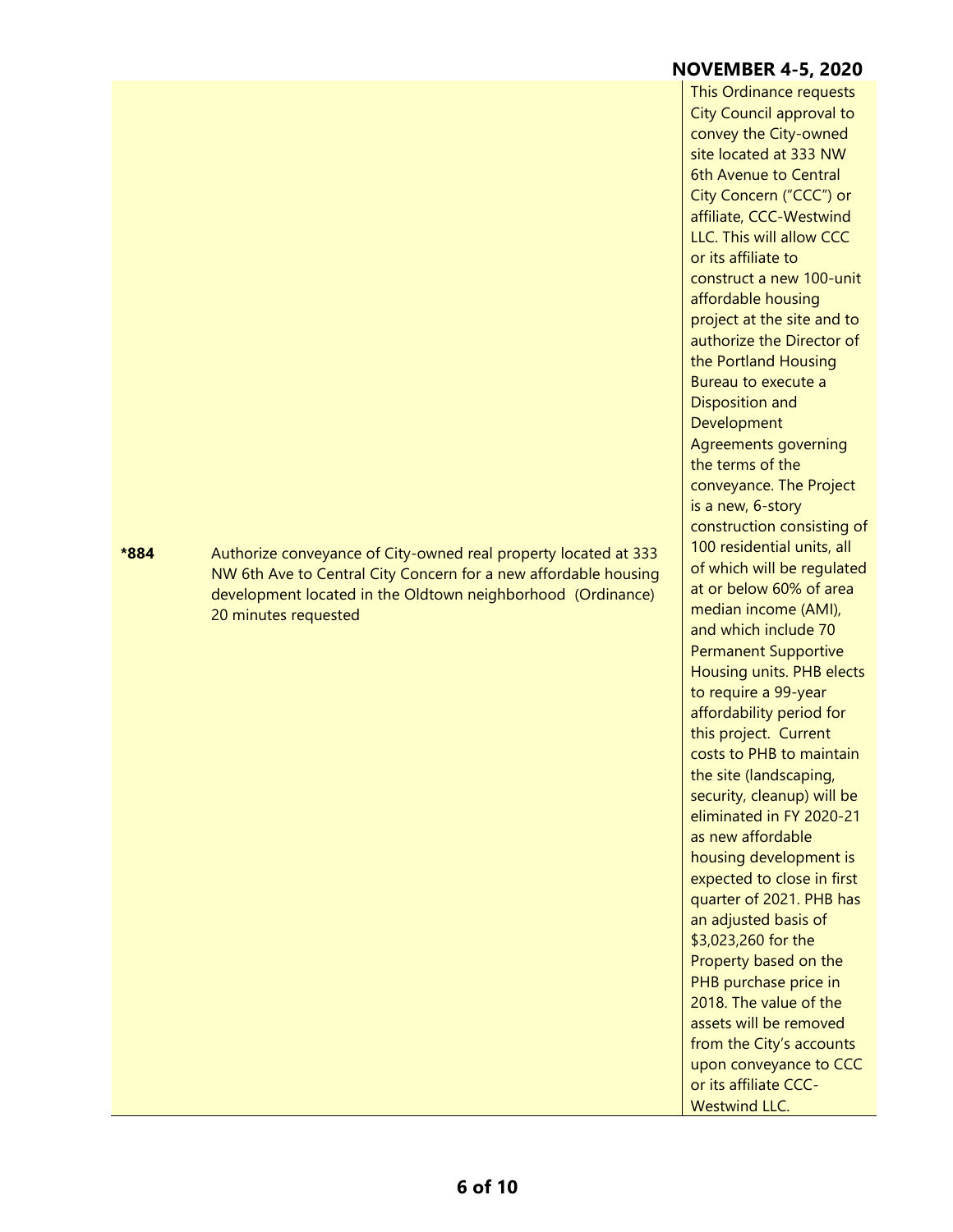| | | |
|---|---|---|
| **\*884** | Authorize conveyance of City-owned real property located at 333 NW 6th Ave to Central City Concern for a new affordable housing development located in the Oldtown neighborhood (Ordinance) 20 minutes requested | This Ordinance requests City Council approval to convey the City-owned site located at 333 NW 6th Avenue to Central City Concern ("CCC") or affiliate, CCC-Westwind LLC. This will allow CCC or its affiliate to construct a new 100-unit affordable housing project at the site and to authorize the Director of the Portland Housing Bureau to execute a Disposition and Development Agreements governing the terms of the conveyance. The Project is a new, 6-story construction consisting of 100 residential units, all of which will be regulated at or below 60% of area median income (AMI), and which include 70 Permanent Supportive Housing units. PHB elects to require a 99-year affordability period for this project. Current costs to PHB to maintain the site (landscaping, security, cleanup) will be eliminated in FY 2020-21 as new affordable housing development is expected to close in first quarter of 2021. PHB has an adjusted basis of $3,023,260 for the Property based on the PHB purchase price in 2018. The value of the assets will be removed from the City's accounts upon conveyance to CCC or its affiliate CCC-Westwind LLC. |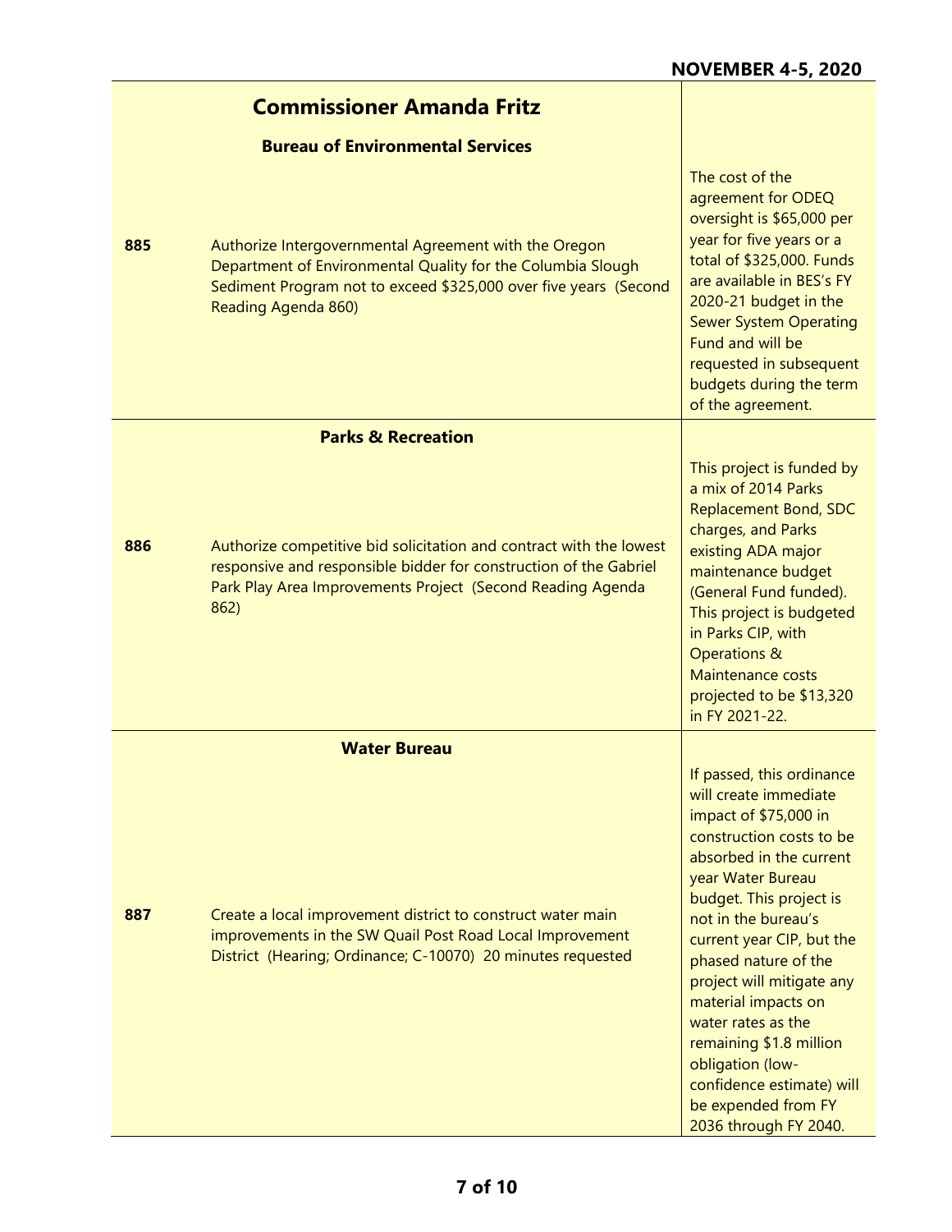## Commissioner Amanda Fritz

### Bureau of Environmental Services

| | | |
|---|---|---|
| **885** | Authorize Intergovernmental Agreement with the Oregon Department of Environmental Quality for the Columbia Slough Sediment Program not to exceed $325,000 over five years (Second Reading Agenda 860) | The cost of the agreement for ODEQ oversight is $65,000 per year for five years or a total of $325,000. Funds are available in BES's FY 2020-21 budget in the Sewer System Operating Fund and will be requested in subsequent budgets during the term of the agreement. |

### Parks & Recreation

| | | |
|---|---|---|
| **886** | Authorize competitive bid solicitation and contract with the lowest responsive and responsible bidder for construction of the Gabriel Park Play Area Improvements Project (Second Reading Agenda 862) | This project is funded by a mix of 2014 Parks Replacement Bond, SDC charges, and Parks existing ADA major maintenance budget (General Fund funded). This project is budgeted in Parks CIP, with Operations & Maintenance costs projected to be $13,320 in FY 2021-22. |

### Water Bureau

| | | |
|---|---|---|
| **887** | Create a local improvement district to construct water main improvements in the SW Quail Post Road Local Improvement District (Hearing; Ordinance; C-10070) 20 minutes requested | If passed, this ordinance will create immediate impact of $75,000 in construction costs to be absorbed in the current year Water Bureau budget. This project is not in the bureau's current year CIP, but the phased nature of the project will mitigate any material impacts on water rates as the remaining $1.8 million obligation (low-confidence estimate) will be expended from FY 2036 through FY 2040. |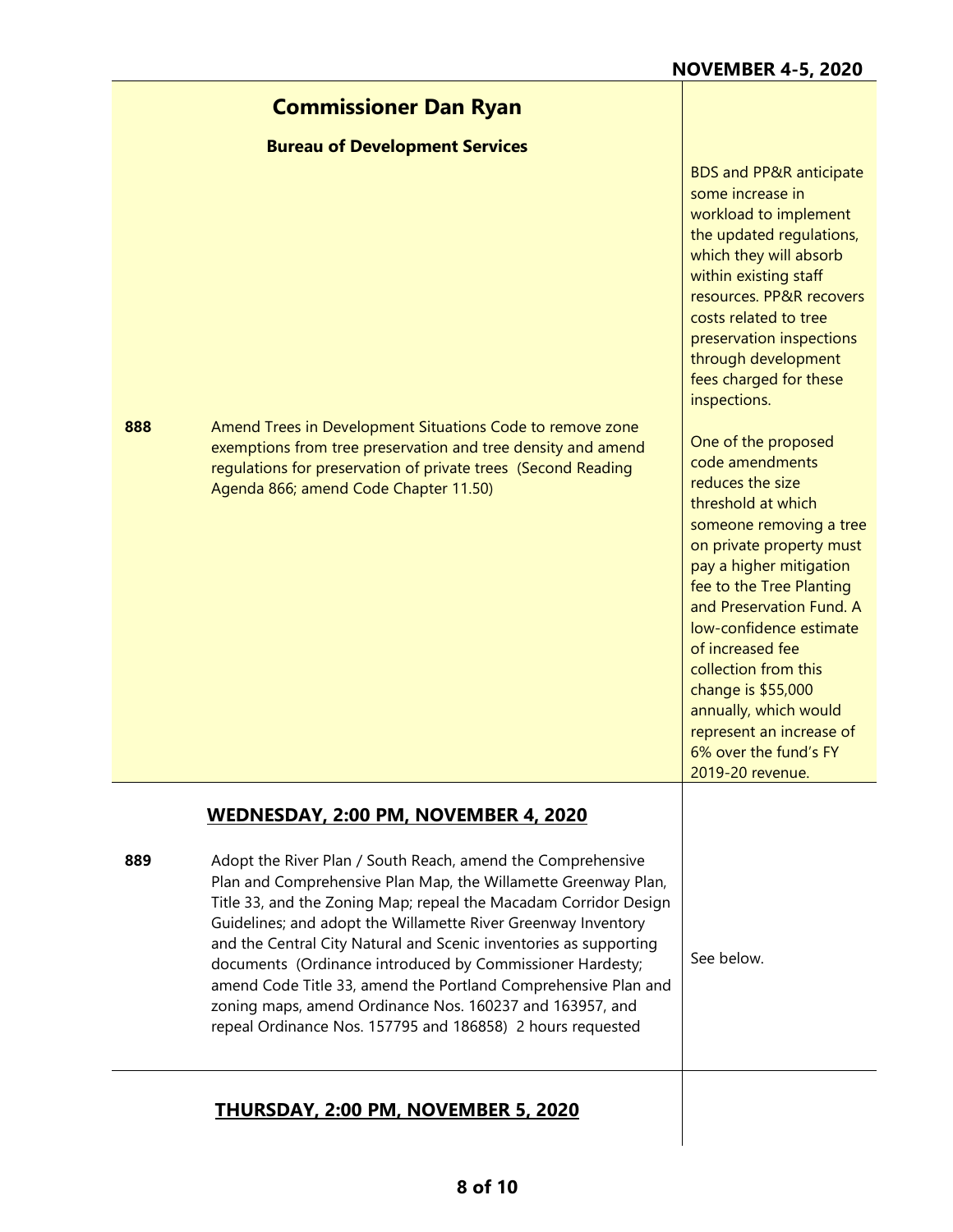## Commissioner Dan Ryan

### Bureau of Development Services

| | | |
|---|---|---|
| **888** | Amend Trees in Development Situations Code to remove zone exemptions from tree preservation and tree density and amend regulations for preservation of private trees (Second Reading Agenda 866; amend Code Chapter 11.50) | BDS and PP&R anticipate some increase in workload to implement the updated regulations, which they will absorb within existing staff resources. PP&R recovers costs related to tree preservation inspections through development fees charged for these inspections. One of the proposed code amendments reduces the size threshold at which someone removing a tree on private property must pay a higher mitigation fee to the Tree Planting and Preservation Fund. A low-confidence estimate of increased fee collection from this change is $55,000 annually, which would represent an increase of 6% over the fund's FY 2019-20 revenue. |

## WEDNESDAY, 2:00 PM, NOVEMBER 4, 2020

| | | |
|---|---|---|
| **889** | Adopt the River Plan / South Reach, amend the Comprehensive Plan and Comprehensive Plan Map, the Willamette Greenway Plan, Title 33, and the Zoning Map; repeal the Macadam Corridor Design Guidelines; and adopt the Willamette River Greenway Inventory and the Central City Natural and Scenic inventories as supporting documents (Ordinance introduced by Commissioner Hardesty; amend Code Title 33, amend the Portland Comprehensive Plan and zoning maps, amend Ordinance Nos. 160237 and 163957, and repeal Ordinance Nos. 157795 and 186858) 2 hours requested | See below. |

## THURSDAY, 2:00 PM, NOVEMBER 5, 2020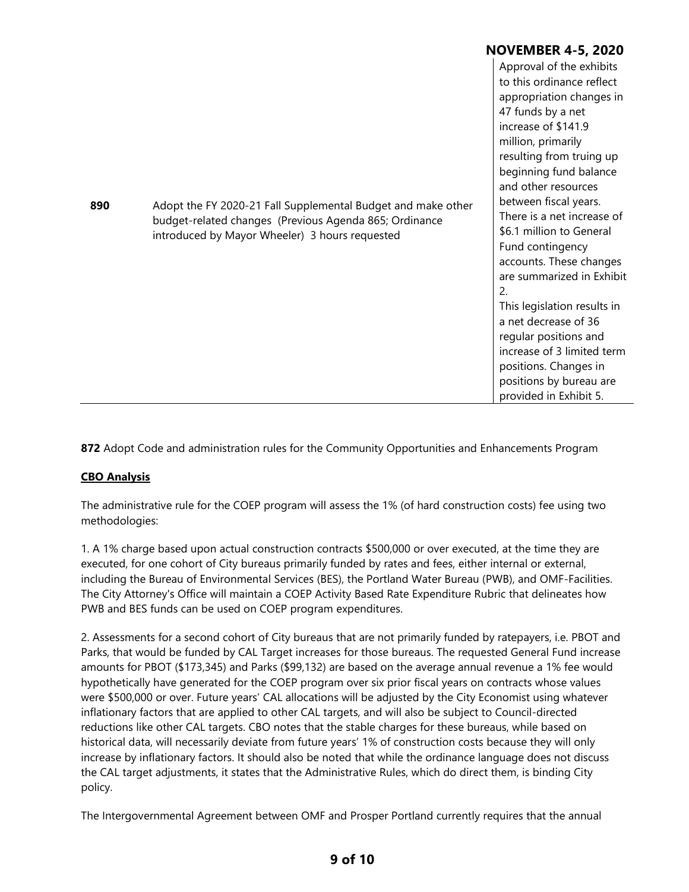| 890 | Adopt the FY 2020-21 Fall Supplemental Budget and make other budget-related changes (Previous Agenda 865; Ordinance introduced by Mayor Wheeler) 3 hours requested | Approval of the exhibits to this ordinance reflect appropriation changes in 47 funds by a net increase of \$141.9 million, primarily resulting from truing up beginning fund balance and other resources between fiscal years. There is a net increase of \$6.1 million to General Fund contingency accounts. These changes are summarized in Exhibit 2. This legislation results in a net decrease of 36 regular positions and increase of 3 limited term positions. Changes in positions by bureau are provided in Exhibit 5. |
|---|---|---|

**872** Adopt Code and administration rules for the Community Opportunities and Enhancements Program

**CBO Analysis**

The administrative rule for the COEP program will assess the 1% (of hard construction costs) fee using two methodologies:

1. A 1% charge based upon actual construction contracts \$500,000 or over executed, at the time they are executed, for one cohort of City bureaus primarily funded by rates and fees, either internal or external, including the Bureau of Environmental Services (BES), the Portland Water Bureau (PWB), and OMF-Facilities. The City Attorney's Office will maintain a COEP Activity Based Rate Expenditure Rubric that delineates how PWB and BES funds can be used on COEP program expenditures.

2. Assessments for a second cohort of City bureaus that are not primarily funded by ratepayers, i.e. PBOT and Parks, that would be funded by CAL Target increases for those bureaus. The requested General Fund increase amounts for PBOT (\$173,345) and Parks (\$99,132) are based on the average annual revenue a 1% fee would hypothetically have generated for the COEP program over six prior fiscal years on contracts whose values were \$500,000 or over. Future years' CAL allocations will be adjusted by the City Economist using whatever inflationary factors that are applied to other CAL targets, and will also be subject to Council-directed reductions like other CAL targets. CBO notes that the stable charges for these bureaus, while based on historical data, will necessarily deviate from future years' 1% of construction costs because they will only increase by inflationary factors. It should also be noted that while the ordinance language does not discuss the CAL target adjustments, it states that the Administrative Rules, which do direct them, is binding City policy.

The Intergovernmental Agreement between OMF and Prosper Portland currently requires that the annual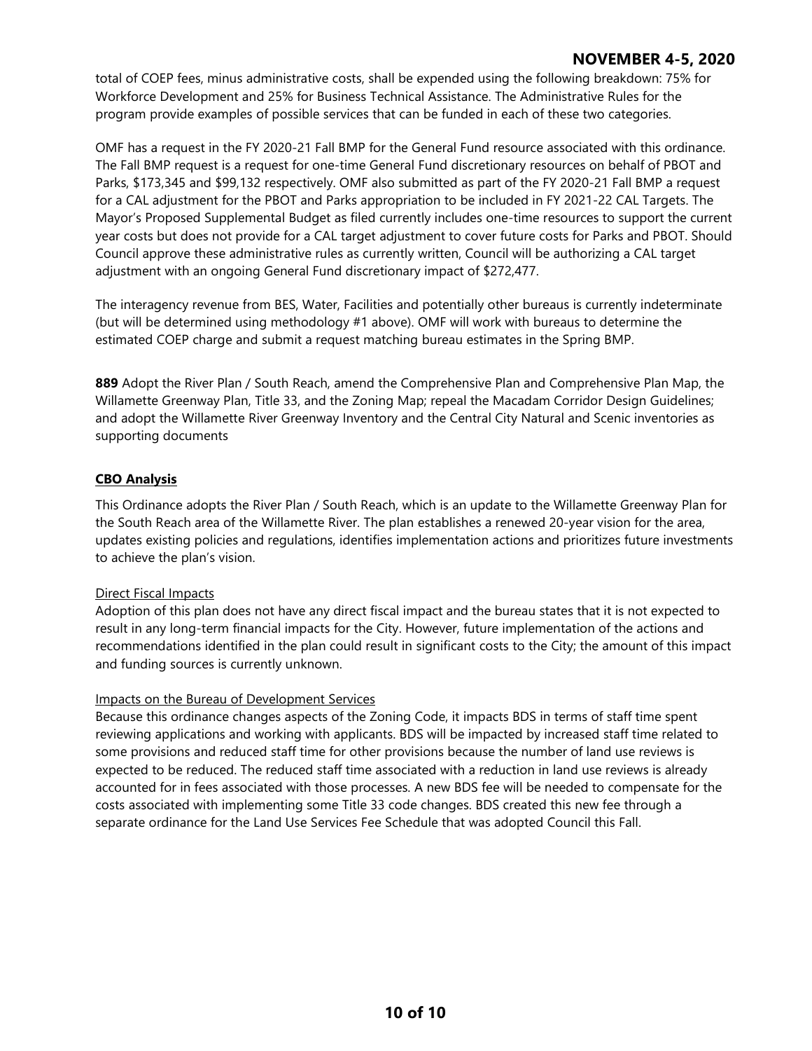total of COEP fees, minus administrative costs, shall be expended using the following breakdown: 75% for Workforce Development and 25% for Business Technical Assistance. The Administrative Rules for the program provide examples of possible services that can be funded in each of these two categories.

OMF has a request in the FY 2020-21 Fall BMP for the General Fund resource associated with this ordinance. The Fall BMP request is a request for one-time General Fund discretionary resources on behalf of PBOT and Parks, $173,345 and $99,132 respectively. OMF also submitted as part of the FY 2020-21 Fall BMP a request for a CAL adjustment for the PBOT and Parks appropriation to be included in FY 2021-22 CAL Targets. The Mayor's Proposed Supplemental Budget as filed currently includes one-time resources to support the current year costs but does not provide for a CAL target adjustment to cover future costs for Parks and PBOT. Should Council approve these administrative rules as currently written, Council will be authorizing a CAL target adjustment with an ongoing General Fund discretionary impact of $272,477.

The interagency revenue from BES, Water, Facilities and potentially other bureaus is currently indeterminate (but will be determined using methodology #1 above). OMF will work with bureaus to determine the estimated COEP charge and submit a request matching bureau estimates in the Spring BMP.

**889** Adopt the River Plan / South Reach, amend the Comprehensive Plan and Comprehensive Plan Map, the Willamette Greenway Plan, Title 33, and the Zoning Map; repeal the Macadam Corridor Design Guidelines; and adopt the Willamette River Greenway Inventory and the Central City Natural and Scenic inventories as supporting documents

**CBO Analysis**

This Ordinance adopts the River Plan / South Reach, which is an update to the Willamette Greenway Plan for the South Reach area of the Willamette River. The plan establishes a renewed 20-year vision for the area, updates existing policies and regulations, identifies implementation actions and prioritizes future investments to achieve the plan's vision.

Direct Fiscal Impacts

Adoption of this plan does not have any direct fiscal impact and the bureau states that it is not expected to result in any long-term financial impacts for the City. However, future implementation of the actions and recommendations identified in the plan could result in significant costs to the City; the amount of this impact and funding sources is currently unknown.

Impacts on the Bureau of Development Services

Because this ordinance changes aspects of the Zoning Code, it impacts BDS in terms of staff time spent reviewing applications and working with applicants. BDS will be impacted by increased staff time related to some provisions and reduced staff time for other provisions because the number of land use reviews is expected to be reduced. The reduced staff time associated with a reduction in land use reviews is already accounted for in fees associated with those processes. A new BDS fee will be needed to compensate for the costs associated with implementing some Title 33 code changes. BDS created this new fee through a separate ordinance for the Land Use Services Fee Schedule that was adopted Council this Fall.